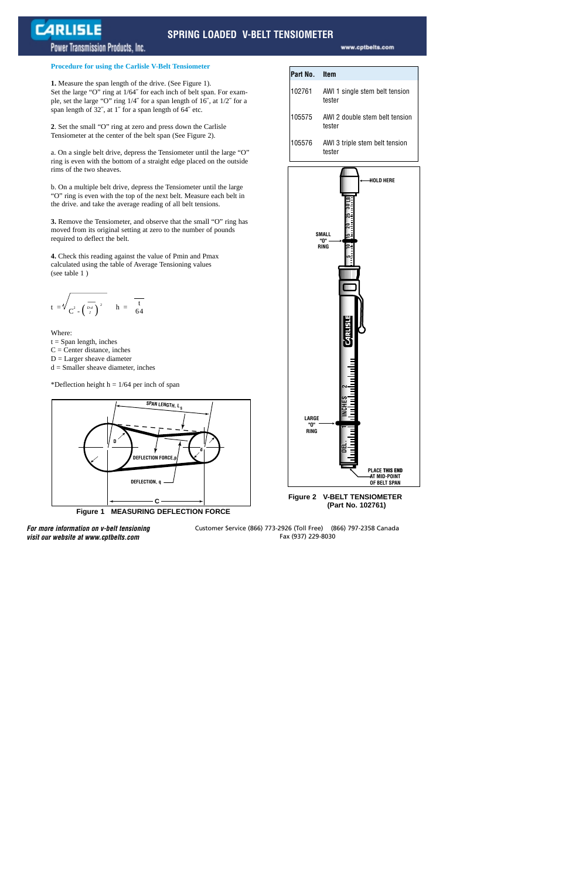# SPRING LOADED V-BELT TENSIOMETER

Carlisle Power Transmission Products, Inc.

www.cptbelts.com

## Procedure for using the Carlisle V-Belt Tensiometer

**1.** Measure the span length of the drive. (See Figure 1).
Set the large "O" ring at 1/64″ for each inch of belt span. For example, set the large "O" ring 1/4″ for a span length of 16″, at 1/2″ for a span length of 32″, at 1″ for a span length of 64″ etc.

**2**. Set the small "O" ring at zero and press down the Carlisle Tensiometer at the center of the belt span (See Figure 2).

a. On a single belt drive, depress the Tensiometer until the large "O" ring is even with the bottom of a straight edge placed on the outside rims of the two sheaves.

b. On a multiple belt drive, depress the Tensiometer until the large "O" ring is even with the top of the next belt. Measure each belt in the drive. and take the average reading of all belt tensions.

**3.** Remove the Tensiometer, and observe that the small "O" ring has moved from its original setting at zero to the number of pounds required to deflect the belt.

**4.** Check this reading against the value of Pmin and Pmax calculated using the table of Average Tensioning values (see table 1 )

$$t = \sqrt{C^2 - \left(\frac{D-d}{2}\right)^2} \qquad h = \frac{t}{64}$$

Where:
t = Span length, inches
C = Center distance, inches
D = Larger sheave diameter
d = Smaller sheave diameter, inches

*Deflection height h = 1/64 per inch of span

Figure 1 MEASURING DEFLECTION FORCE

| Part No. | Item |
|---|---|
| 102761 | AWI 1 single stem belt tension tester |
| 105575 | AWI 2 double stem belt tension tester |
| 105576 | AWI 3 triple stem belt tension tester |

Figure 2 V-BELT TENSIOMETER (Part No. 102761)

*For more information on v-belt tensioning visit our website at www.cptbelts.com*

Customer Service (866) 773-2926 (Toll Free) (866) 797-2358 Canada
Fax (937) 229-8030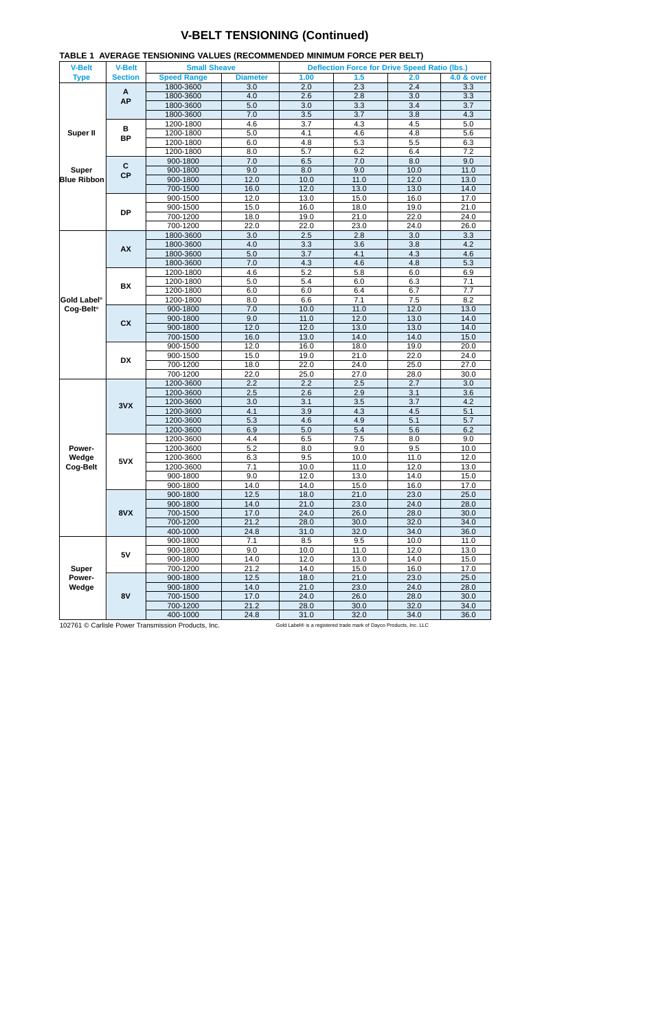# V-BELT TENSIONING (Continued)

**TABLE 1 AVERAGE TENSIONING VALUES (RECOMMENDED MINIMUM FORCE PER BELT)**

| V-Belt Type | V-Belt Section | Small Sheave | | Deflection Force for Drive Speed Ratio (lbs.) | | | |
|---|---|---|---|---|---|---|---|
| | | Speed Range | Diameter | 1.00 | 1.5 | 2.0 | 4.0 & over |
| Super II<br>Super Blue Ribbon | A<br>AP | 1800-3600 | 3.0 | 2.0 | 2.3 | 2.4 | 3.3 |
| | | 1800-3600 | 4.0 | 2.6 | 2.8 | 3.0 | 3.3 |
| | | 1800-3600 | 5.0 | 3.0 | 3.3 | 3.4 | 3.7 |
| | | 1800-3600 | 7.0 | 3.5 | 3.7 | 3.8 | 4.3 |
| | B<br>BP | 1200-1800 | 4.6 | 3.7 | 4.3 | 4.5 | 5.0 |
| | | 1200-1800 | 5.0 | 4.1 | 4.6 | 4.8 | 5.6 |
| | | 1200-1800 | 6.0 | 4.8 | 5.3 | 5.5 | 6.3 |
| | | 1200-1800 | 8.0 | 5.7 | 6.2 | 6.4 | 7.2 |
| | C<br>CP | 900-1800 | 7.0 | 6.5 | 7.0 | 8.0 | 9.0 |
| | | 900-1800 | 9.0 | 8.0 | 9.0 | 10.0 | 11.0 |
| | | 900-1800 | 12.0 | 10.0 | 11.0 | 12.0 | 13.0 |
| | | 700-1500 | 16.0 | 12.0 | 13.0 | 13.0 | 14.0 |
| | DP | 900-1500 | 12.0 | 13.0 | 15.0 | 16.0 | 17.0 |
| | | 900-1500 | 15.0 | 16.0 | 18.0 | 19.0 | 21.0 |
| | | 700-1200 | 18.0 | 19.0 | 21.0 | 22.0 | 24.0 |
| | | 700-1200 | 22.0 | 22.0 | 23.0 | 24.0 | 26.0 |
| Gold Label® Cog-Belt® | AX | 1800-3600 | 3.0 | 2.5 | 2.8 | 3.0 | 3.3 |
| | | 1800-3600 | 4.0 | 3.3 | 3.6 | 3.8 | 4.2 |
| | | 1800-3600 | 5.0 | 3.7 | 4.1 | 4.3 | 4.6 |
| | | 1800-3600 | 7.0 | 4.3 | 4.6 | 4.8 | 5.3 |
| | BX | 1200-1800 | 4.6 | 5.2 | 5.8 | 6.0 | 6.9 |
| | | 1200-1800 | 5.0 | 5.4 | 6.0 | 6.3 | 7.1 |
| | | 1200-1800 | 6.0 | 6.0 | 6.4 | 6.7 | 7.7 |
| | | 1200-1800 | 8.0 | 6.6 | 7.1 | 7.5 | 8.2 |
| | CX | 900-1800 | 7.0 | 10.0 | 11.0 | 12.0 | 13.0 |
| | | 900-1800 | 9.0 | 11.0 | 12.0 | 13.0 | 14.0 |
| | | 900-1800 | 12.0 | 12.0 | 13.0 | 13.0 | 14.0 |
| | | 700-1500 | 16.0 | 13.0 | 14.0 | 14.0 | 15.0 |
| | DX | 900-1500 | 12.0 | 16.0 | 18.0 | 19.0 | 20.0 |
| | | 900-1500 | 15.0 | 19.0 | 21.0 | 22.0 | 24.0 |
| | | 700-1200 | 18.0 | 22.0 | 24.0 | 25.0 | 27.0 |
| | | 700-1200 | 22.0 | 25.0 | 27.0 | 28.0 | 30.0 |
| Power-Wedge Cog-Belt | 3VX | 1200-3600 | 2.2 | 2.2 | 2.5 | 2.7 | 3.0 |
| | | 1200-3600 | 2.5 | 2.6 | 2.9 | 3.1 | 3.6 |
| | | 1200-3600 | 3.0 | 3.1 | 3.5 | 3.7 | 4.2 |
| | | 1200-3600 | 4.1 | 3.9 | 4.3 | 4.5 | 5.1 |
| | | 1200-3600 | 5.3 | 4.6 | 4.9 | 5.1 | 5.7 |
| | | 1200-3600 | 6.9 | 5.0 | 5.4 | 5.6 | 6.2 |
| | 5VX | 1200-3600 | 4.4 | 6.5 | 7.5 | 8.0 | 9.0 |
| | | 1200-3600 | 5.2 | 8.0 | 9.0 | 9.5 | 10.0 |
| | | 1200-3600 | 6.3 | 9.5 | 10.0 | 11.0 | 12.0 |
| | | 1200-3600 | 7.1 | 10.0 | 11.0 | 12.0 | 13.0 |
| | | 900-1800 | 9.0 | 12.0 | 13.0 | 14.0 | 15.0 |
| | | 900-1800 | 14.0 | 14.0 | 15.0 | 16.0 | 17.0 |
| | 8VX | 900-1800 | 12.5 | 18.0 | 21.0 | 23.0 | 25.0 |
| | | 900-1800 | 14.0 | 21.0 | 23.0 | 24.0 | 28.0 |
| | | 700-1500 | 17.0 | 24.0 | 26.0 | 28.0 | 30.0 |
| | | 700-1200 | 21.2 | 28.0 | 30.0 | 32.0 | 34.0 |
| | | 400-1000 | 24.8 | 31.0 | 32.0 | 34.0 | 36.0 |
| Super Power-Wedge | 5V | 900-1800 | 7.1 | 8.5 | 9.5 | 10.0 | 11.0 |
| | | 900-1800 | 9.0 | 10.0 | 11.0 | 12.0 | 13.0 |
| | | 900-1800 | 14.0 | 12.0 | 13.0 | 14.0 | 15.0 |
| | | 700-1200 | 21.2 | 14.0 | 15.0 | 16.0 | 17.0 |
| | 8V | 900-1800 | 12.5 | 18.0 | 21.0 | 23.0 | 25.0 |
| | | 900-1800 | 14.0 | 21.0 | 23.0 | 24.0 | 28.0 |
| | | 700-1500 | 17.0 | 24.0 | 26.0 | 28.0 | 30.0 |
| | | 700-1200 | 21.2 | 28.0 | 30.0 | 32.0 | 34.0 |
| | | 400-1000 | 24.8 | 31.0 | 32.0 | 34.0 | 36.0 |

102761 © Carlisle Power Transmission Products, Inc.

Gold Label® is a registered trade mark of Dayco Products, Inc. LLC